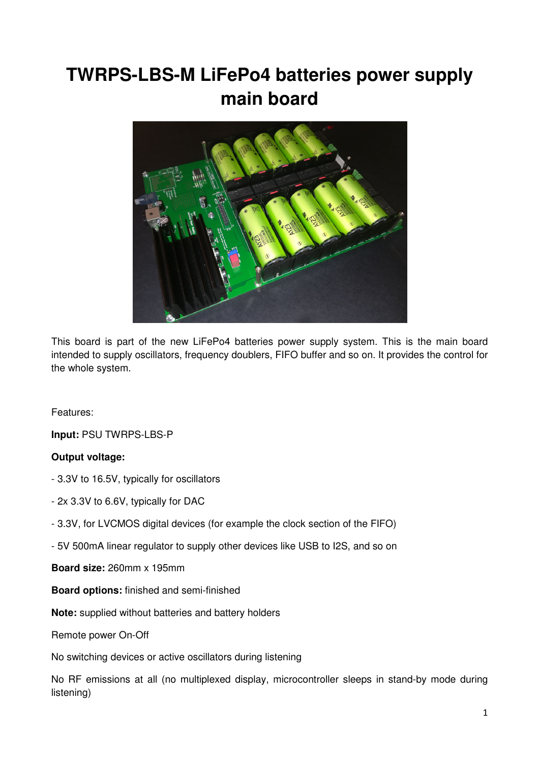# TWRPS-LBS-M LiFePo4 batteries power supply main board

This board is part of the new LiFePo4 batteries power supply system. This is the main board intended to supply oscillators, frequency doublers, FIFO buffer and so on. It provides the control for the whole system.

Features:

**Input:** PSU TWRPS-LBS-P

**Output voltage:**

- 3.3V to 16.5V, typically for oscillators

- 2x 3.3V to 6.6V, typically for DAC

- 3.3V, for LVCMOS digital devices (for example the clock section of the FIFO)

- 5V 500mA linear regulator to supply other devices like USB to I2S, and so on

**Board size:** 260mm x 195mm

**Board options:** finished and semi-finished

**Note:** supplied without batteries and battery holders

Remote power On-Off

No switching devices or active oscillators during listening

No RF emissions at all (no multiplexed display, microcontroller sleeps in stand-by mode during listening)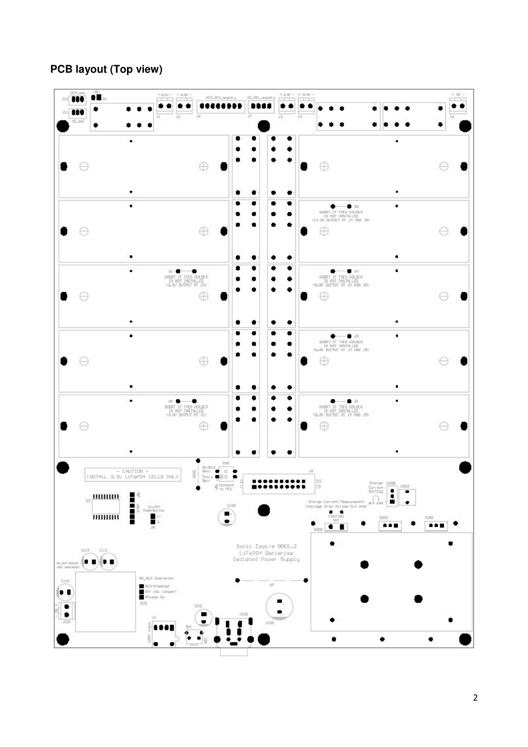**PCB layout (Top view)**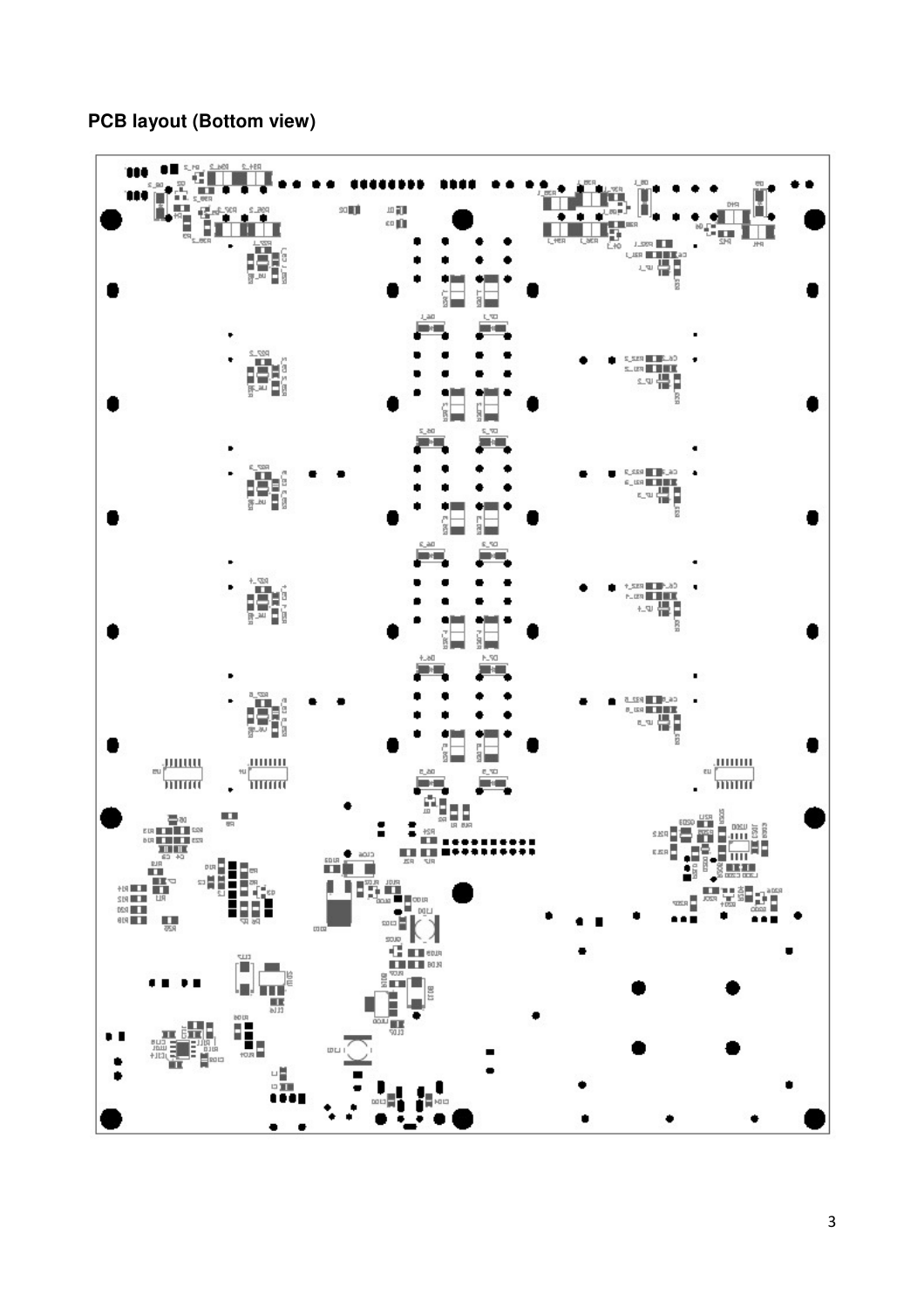**PCB layout (Bottom view)**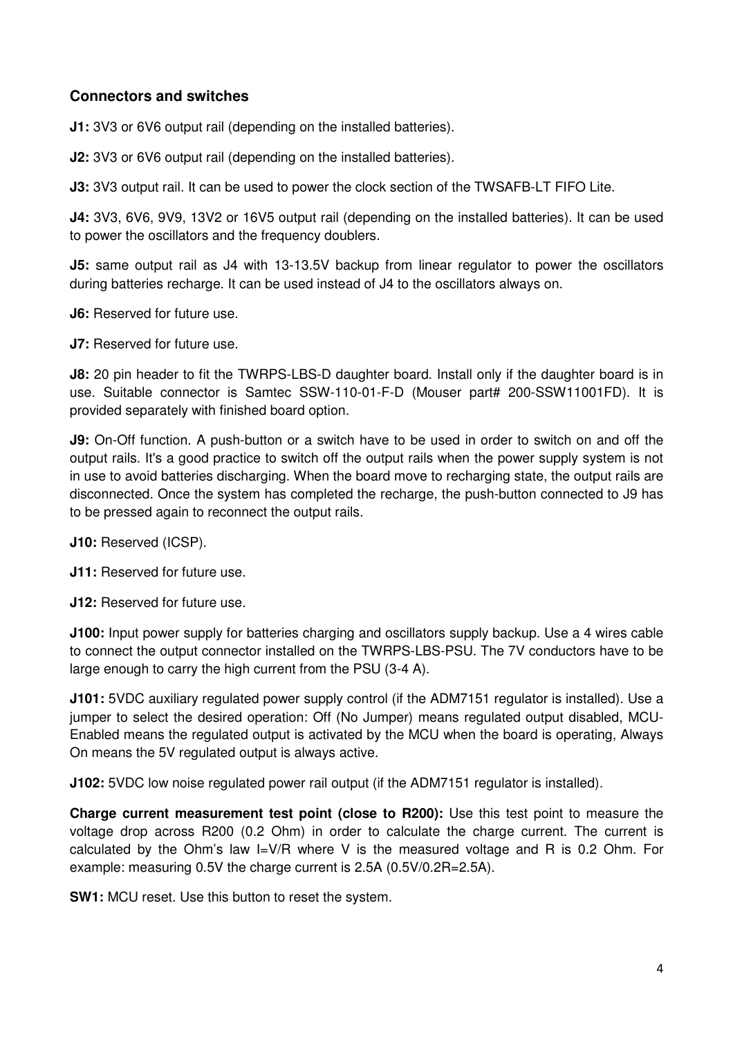### Connectors and switches

**J1:** 3V3 or 6V6 output rail (depending on the installed batteries).

**J2:** 3V3 or 6V6 output rail (depending on the installed batteries).

**J3:** 3V3 output rail. It can be used to power the clock section of the TWSAFB-LT FIFO Lite.

**J4:** 3V3, 6V6, 9V9, 13V2 or 16V5 output rail (depending on the installed batteries). It can be used to power the oscillators and the frequency doublers.

**J5:** same output rail as J4 with 13-13.5V backup from linear regulator to power the oscillators during batteries recharge. It can be used instead of J4 to the oscillators always on.

**J6:** Reserved for future use.

**J7:** Reserved for future use.

**J8:** 20 pin header to fit the TWRPS-LBS-D daughter board. Install only if the daughter board is in use. Suitable connector is Samtec SSW-110-01-F-D (Mouser part# 200-SSW11001FD). It is provided separately with finished board option.

**J9:** On-Off function. A push-button or a switch have to be used in order to switch on and off the output rails. It's a good practice to switch off the output rails when the power supply system is not in use to avoid batteries discharging. When the board move to recharging state, the output rails are disconnected. Once the system has completed the recharge, the push-button connected to J9 has to be pressed again to reconnect the output rails.

**J10:** Reserved (ICSP).

**J11:** Reserved for future use.

**J12:** Reserved for future use.

**J100:** Input power supply for batteries charging and oscillators supply backup. Use a 4 wires cable to connect the output connector installed on the TWRPS-LBS-PSU. The 7V conductors have to be large enough to carry the high current from the PSU (3-4 A).

**J101:** 5VDC auxiliary regulated power supply control (if the ADM7151 regulator is installed). Use a jumper to select the desired operation: Off (No Jumper) means regulated output disabled, MCU-Enabled means the regulated output is activated by the MCU when the board is operating, Always On means the 5V regulated output is always active.

**J102:** 5VDC low noise regulated power rail output (if the ADM7151 regulator is installed).

**Charge current measurement test point (close to R200):** Use this test point to measure the voltage drop across R200 (0.2 Ohm) in order to calculate the charge current. The current is calculated by the Ohm's law I=V/R where V is the measured voltage and R is 0.2 Ohm. For example: measuring 0.5V the charge current is 2.5A (0.5V/0.2R=2.5A).

**SW1:** MCU reset. Use this button to reset the system.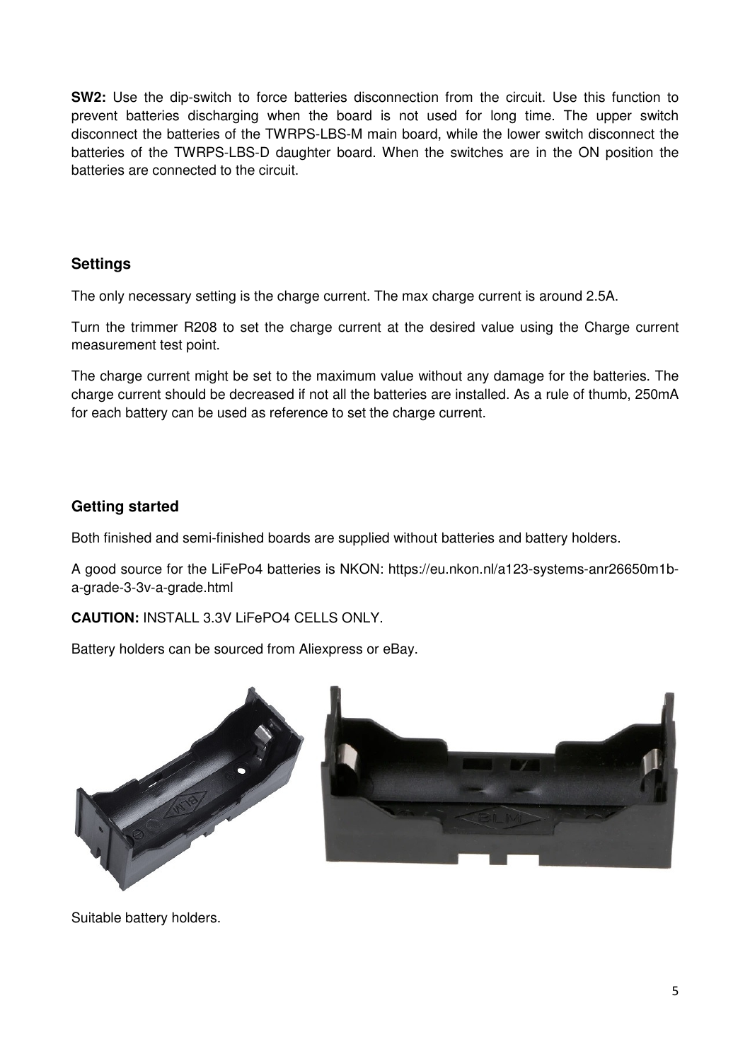**SW2:** Use the dip-switch to force batteries disconnection from the circuit. Use this function to prevent batteries discharging when the board is not used for long time. The upper switch disconnect the batteries of the TWRPS-LBS-M main board, while the lower switch disconnect the batteries of the TWRPS-LBS-D daughter board. When the switches are in the ON position the batteries are connected to the circuit.

## Settings

The only necessary setting is the charge current. The max charge current is around 2.5A.

Turn the trimmer R208 to set the charge current at the desired value using the Charge current measurement test point.

The charge current might be set to the maximum value without any damage for the batteries. The charge current should be decreased if not all the batteries are installed. As a rule of thumb, 250mA for each battery can be used as reference to set the charge current.

## Getting started

Both finished and semi-finished boards are supplied without batteries and battery holders.

A good source for the LiFePo4 batteries is NKON: https://eu.nkon.nl/a123-systems-anr26650m1b-a-grade-3-3v-a-grade.html

**CAUTION:** INSTALL 3.3V LiFePO4 CELLS ONLY.

Battery holders can be sourced from Aliexpress or eBay.

Suitable battery holders.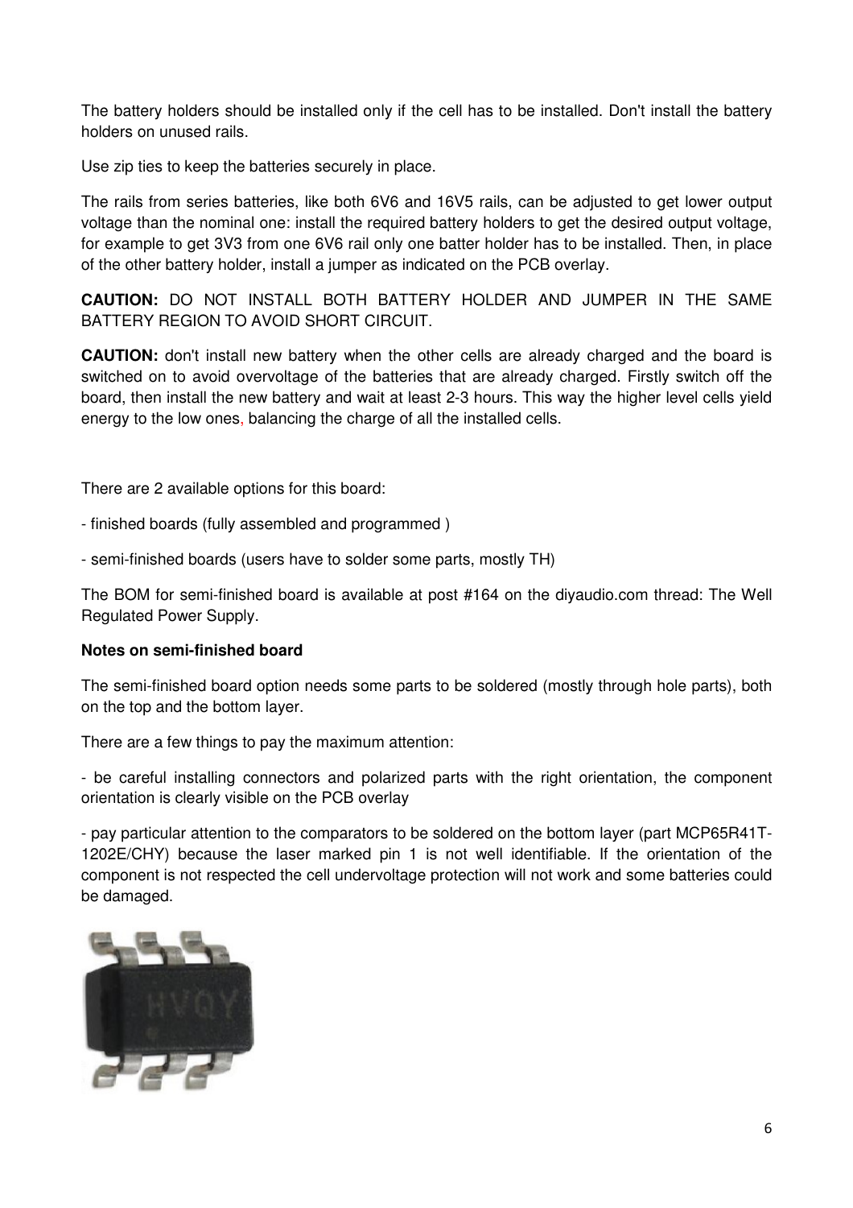The battery holders should be installed only if the cell has to be installed. Don't install the battery holders on unused rails.

Use zip ties to keep the batteries securely in place.

The rails from series batteries, like both 6V6 and 16V5 rails, can be adjusted to get lower output voltage than the nominal one: install the required battery holders to get the desired output voltage, for example to get 3V3 from one 6V6 rail only one batter holder has to be installed. Then, in place of the other battery holder, install a jumper as indicated on the PCB overlay.

**CAUTION:** DO NOT INSTALL BOTH BATTERY HOLDER AND JUMPER IN THE SAME BATTERY REGION TO AVOID SHORT CIRCUIT.

**CAUTION:** don't install new battery when the other cells are already charged and the board is switched on to avoid overvoltage of the batteries that are already charged. Firstly switch off the board, then install the new battery and wait at least 2-3 hours. This way the higher level cells yield energy to the low ones, balancing the charge of all the installed cells.

There are 2 available options for this board:

- finished boards (fully assembled and programmed )

- semi-finished boards (users have to solder some parts, mostly TH)

The BOM for semi-finished board is available at post #164 on the diyaudio.com thread: The Well Regulated Power Supply.

**Notes on semi-finished board**

The semi-finished board option needs some parts to be soldered (mostly through hole parts), both on the top and the bottom layer.

There are a few things to pay the maximum attention:

- be careful installing connectors and polarized parts with the right orientation, the component orientation is clearly visible on the PCB overlay

- pay particular attention to the comparators to be soldered on the bottom layer (part MCP65R41T-1202E/CHY) because the laser marked pin 1 is not well identifiable. If the orientation of the component is not respected the cell undervoltage protection will not work and some batteries could be damaged.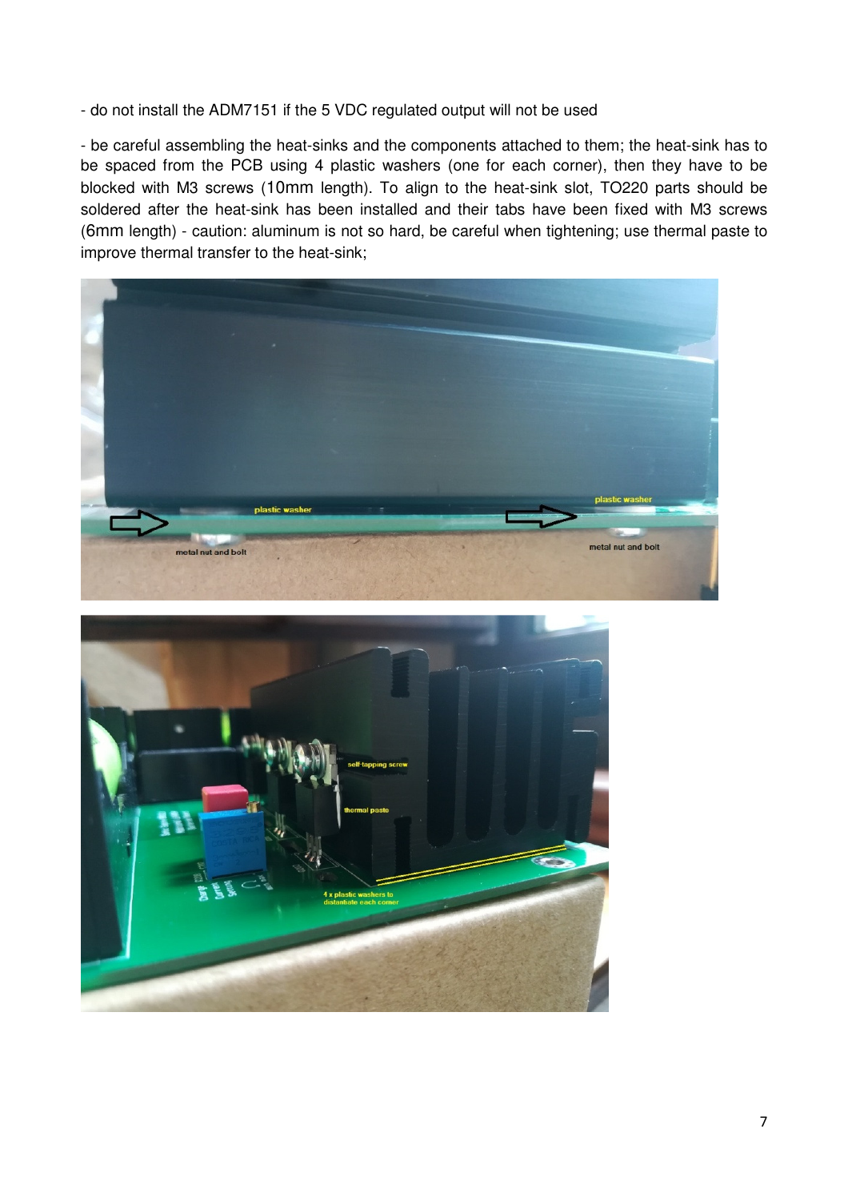- do not install the ADM7151 if the 5 VDC regulated output will not be used

- be careful assembling the heat-sinks and the components attached to them; the heat-sink has to be spaced from the PCB using 4 plastic washers (one for each corner), then they have to be blocked with M3 screws (10mm length). To align to the heat-sink slot, TO220 parts should be soldered after the heat-sink has been installed and their tabs have been fixed with M3 screws (6mm length) - caution: aluminum is not so hard, be careful when tightening; use thermal paste to improve thermal transfer to the heat-sink;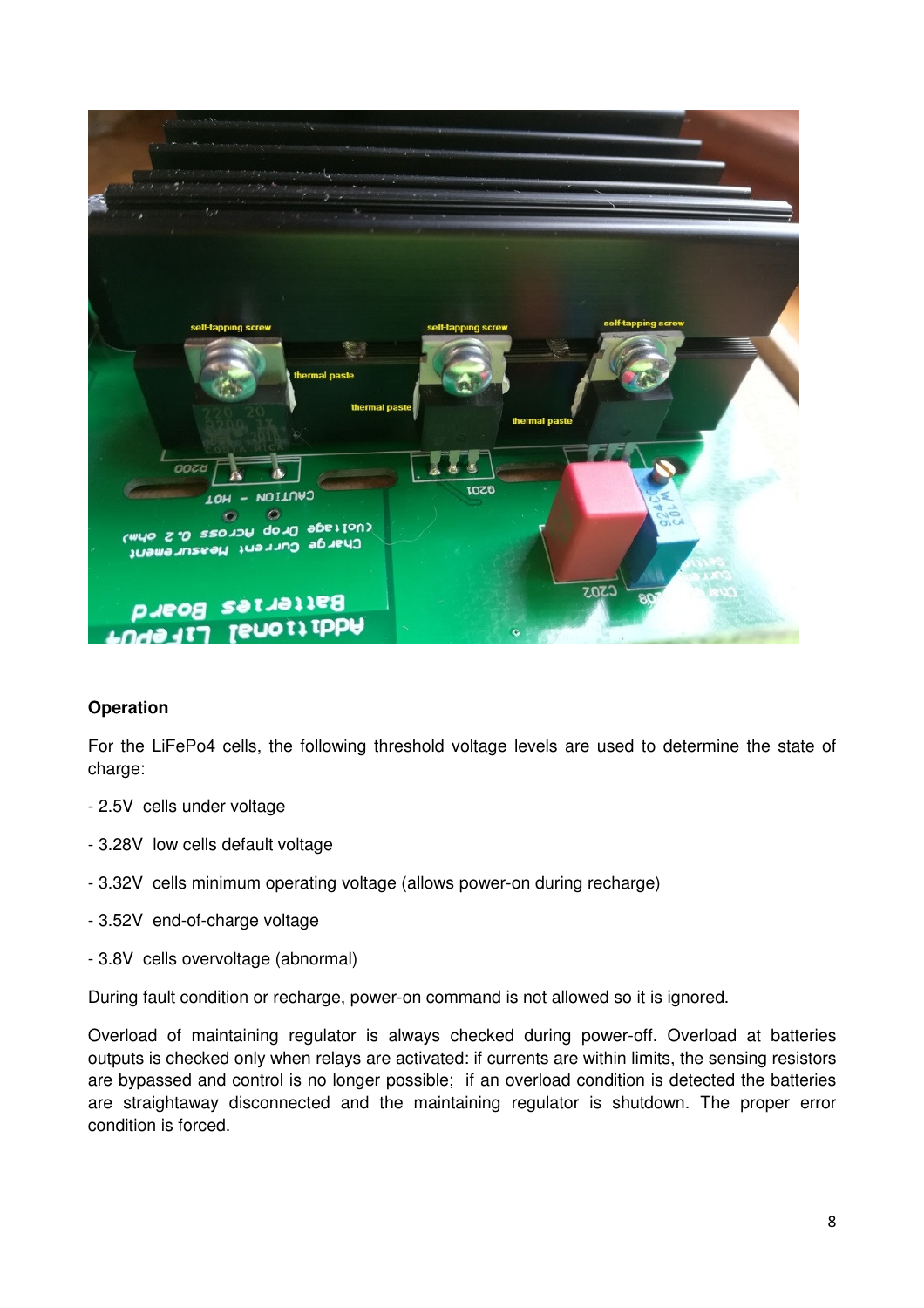**Operation**

For the LiFePo4 cells, the following threshold voltage levels are used to determine the state of charge:

- 2.5V cells under voltage

- 3.28V low cells default voltage

- 3.32V cells minimum operating voltage (allows power-on during recharge)

- 3.52V end-of-charge voltage

- 3.8V cells overvoltage (abnormal)

During fault condition or recharge, power-on command is not allowed so it is ignored.

Overload of maintaining regulator is always checked during power-off. Overload at batteries outputs is checked only when relays are activated: if currents are within limits, the sensing resistors are bypassed and control is no longer possible; if an overload condition is detected the batteries are straightaway disconnected and the maintaining regulator is shutdown. The proper error condition is forced.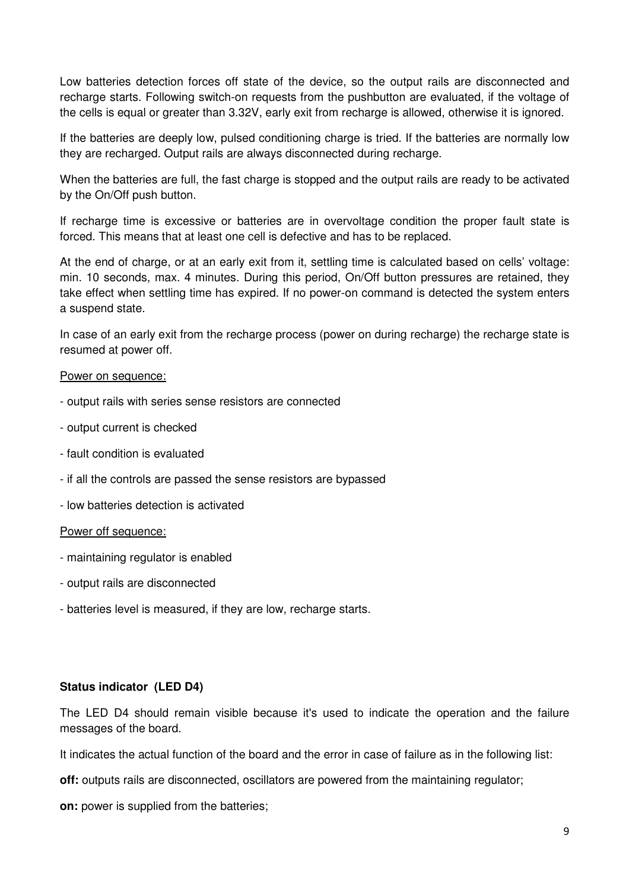Low batteries detection forces off state of the device, so the output rails are disconnected and recharge starts. Following switch-on requests from the pushbutton are evaluated, if the voltage of the cells is equal or greater than 3.32V, early exit from recharge is allowed, otherwise it is ignored.

If the batteries are deeply low, pulsed conditioning charge is tried. If the batteries are normally low they are recharged. Output rails are always disconnected during recharge.

When the batteries are full, the fast charge is stopped and the output rails are ready to be activated by the On/Off push button.

If recharge time is excessive or batteries are in overvoltage condition the proper fault state is forced. This means that at least one cell is defective and has to be replaced.

At the end of charge, or at an early exit from it, settling time is calculated based on cells' voltage: min. 10 seconds, max. 4 minutes. During this period, On/Off button pressures are retained, they take effect when settling time has expired. If no power-on command is detected the system enters a suspend state.

In case of an early exit from the recharge process (power on during recharge) the recharge state is resumed at power off.

Power on sequence:

- output rails with series sense resistors are connected
- output current is checked
- fault condition is evaluated
- if all the controls are passed the sense resistors are bypassed
- low batteries detection is activated

Power off sequence:

- maintaining regulator is enabled
- output rails are disconnected
- batteries level is measured, if they are low, recharge starts.

**Status indicator (LED D4)**

The LED D4 should remain visible because it's used to indicate the operation and the failure messages of the board.

It indicates the actual function of the board and the error in case of failure as in the following list:

**off:** outputs rails are disconnected, oscillators are powered from the maintaining regulator;

**on:** power is supplied from the batteries;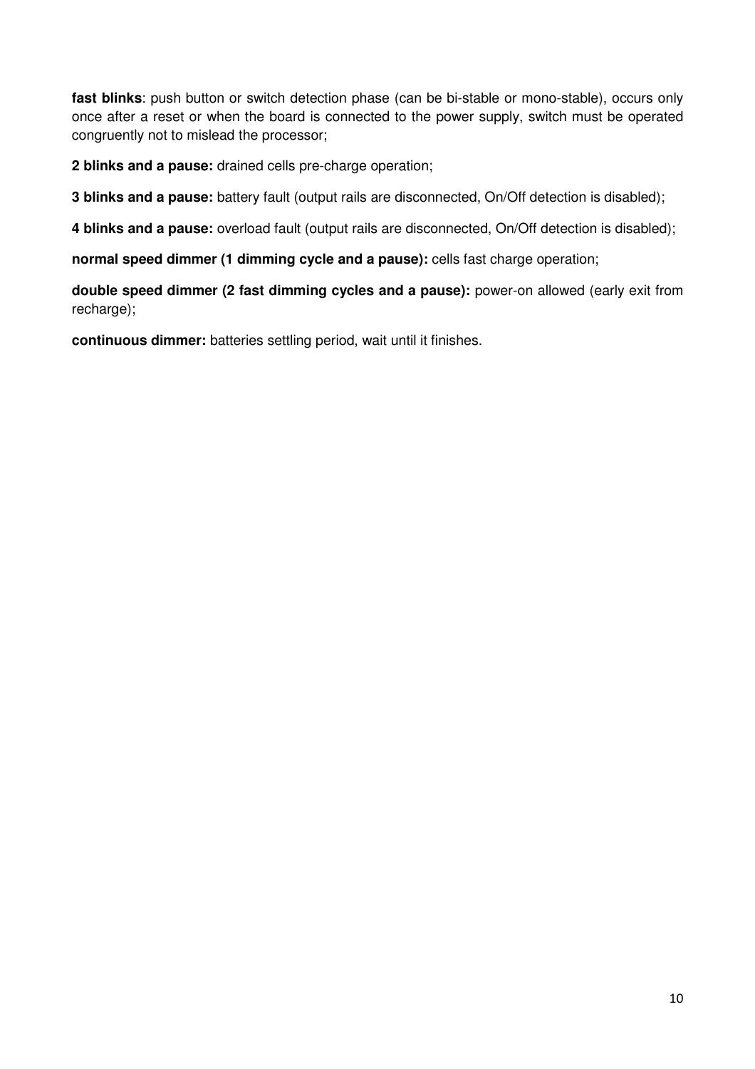**fast blinks**: push button or switch detection phase (can be bi-stable or mono-stable), occurs only once after a reset or when the board is connected to the power supply, switch must be operated congruently not to mislead the processor;

**2 blinks and a pause:** drained cells pre-charge operation;

**3 blinks and a pause:** battery fault (output rails are disconnected, On/Off detection is disabled);

**4 blinks and a pause:** overload fault (output rails are disconnected, On/Off detection is disabled);

**normal speed dimmer (1 dimming cycle and a pause):** cells fast charge operation;

**double speed dimmer (2 fast dimming cycles and a pause):** power-on allowed (early exit from recharge);

**continuous dimmer:** batteries settling period, wait until it finishes.